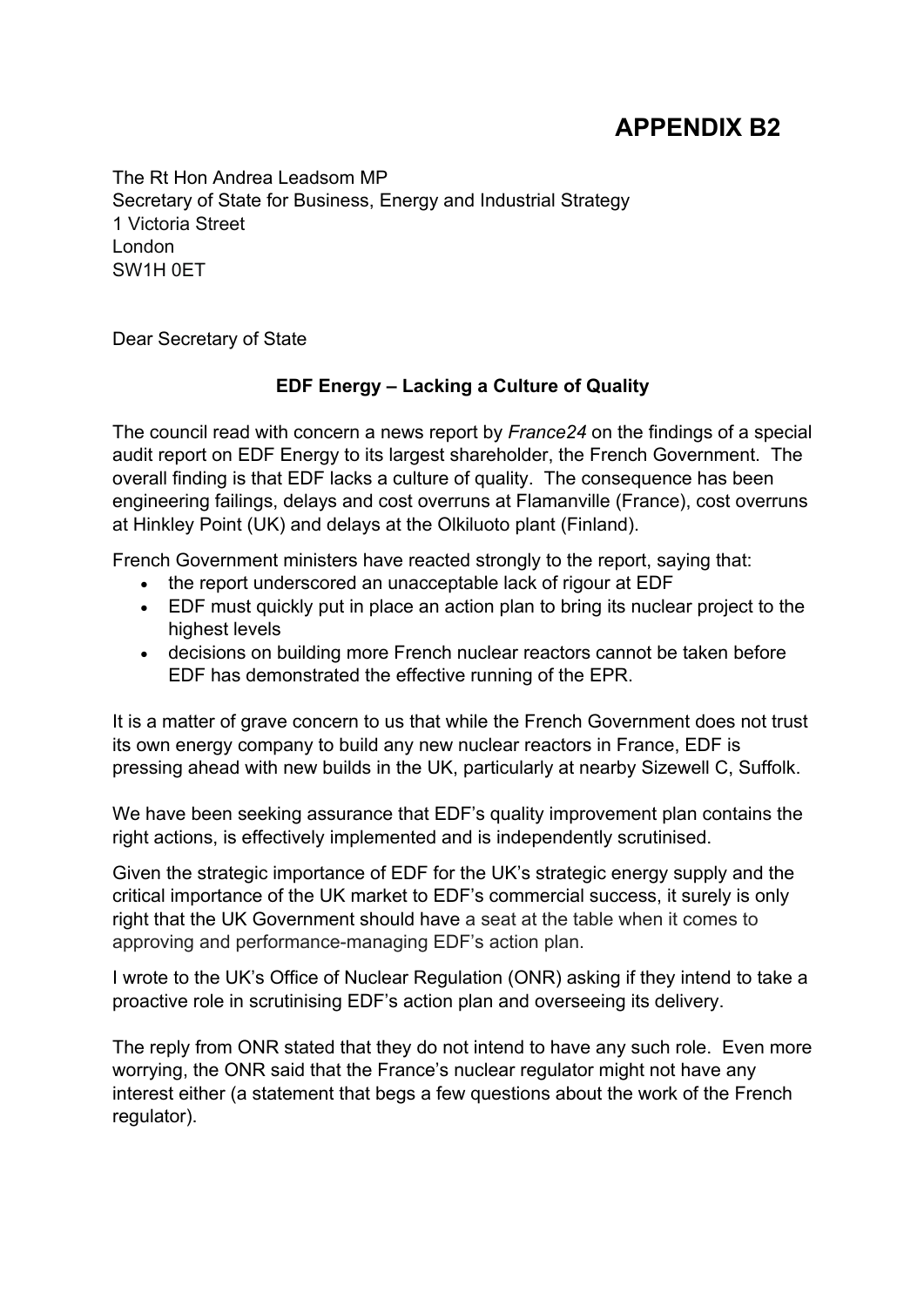# APPENDIX B2

The Rt Hon Andrea Leadsom MP
Secretary of State for Business, Energy and Industrial Strategy
1 Victoria Street
London
SW1H 0ET

Dear Secretary of State

**EDF Energy – Lacking a Culture of Quality**

The council read with concern a news report by *France24* on the findings of a special audit report on EDF Energy to its largest shareholder, the French Government. The overall finding is that EDF lacks a culture of quality. The consequence has been engineering failings, delays and cost overruns at Flamanville (France), cost overruns at Hinkley Point (UK) and delays at the Olkiluoto plant (Finland).

French Government ministers have reacted strongly to the report, saying that:

- the report underscored an unacceptable lack of rigour at EDF
- EDF must quickly put in place an action plan to bring its nuclear project to the highest levels
- decisions on building more French nuclear reactors cannot be taken before EDF has demonstrated the effective running of the EPR.

It is a matter of grave concern to us that while the French Government does not trust its own energy company to build any new nuclear reactors in France, EDF is pressing ahead with new builds in the UK, particularly at nearby Sizewell C, Suffolk.

We have been seeking assurance that EDF's quality improvement plan contains the right actions, is effectively implemented and is independently scrutinised.

Given the strategic importance of EDF for the UK's strategic energy supply and the critical importance of the UK market to EDF's commercial success, it surely is only right that the UK Government should have a seat at the table when it comes to approving and performance-managing EDF's action plan.

I wrote to the UK's Office of Nuclear Regulation (ONR) asking if they intend to take a proactive role in scrutinising EDF's action plan and overseeing its delivery.

The reply from ONR stated that they do not intend to have any such role. Even more worrying, the ONR said that the France's nuclear regulator might not have any interest either (a statement that begs a few questions about the work of the French regulator).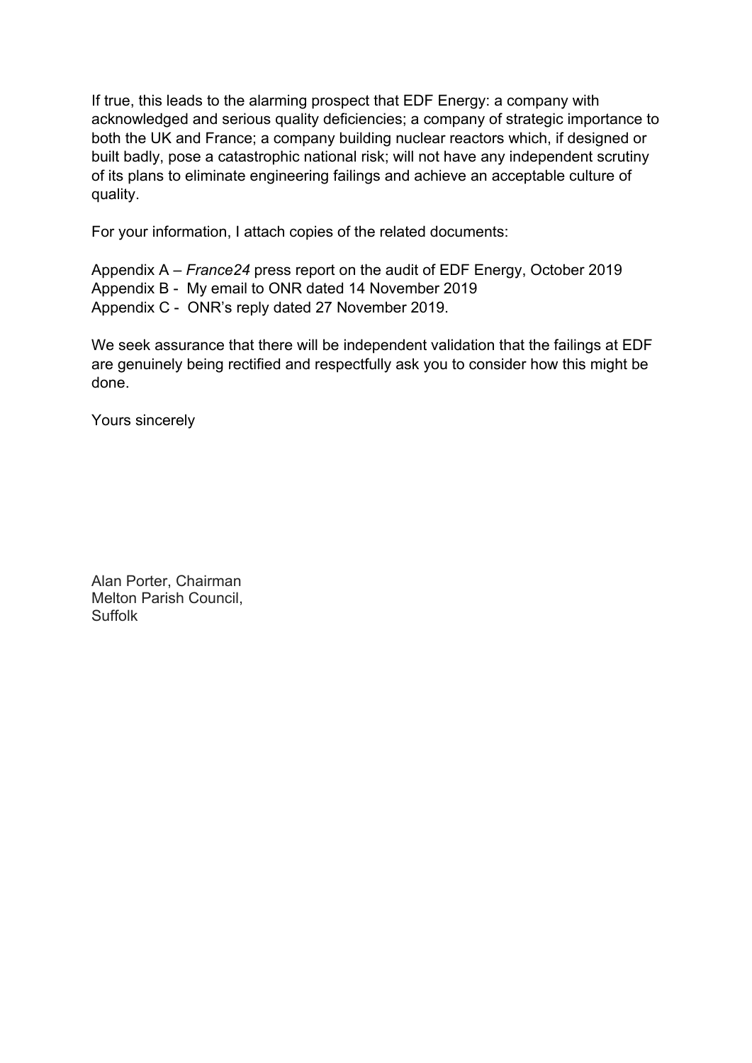If true, this leads to the alarming prospect that EDF Energy: a company with acknowledged and serious quality deficiencies; a company of strategic importance to both the UK and France; a company building nuclear reactors which, if designed or built badly, pose a catastrophic national risk; will not have any independent scrutiny of its plans to eliminate engineering failings and achieve an acceptable culture of quality.

For your information, I attach copies of the related documents:

Appendix A – *France24* press report on the audit of EDF Energy, October 2019
Appendix B - My email to ONR dated 14 November 2019
Appendix C - ONR's reply dated 27 November 2019.

We seek assurance that there will be independent validation that the failings at EDF are genuinely being rectified and respectfully ask you to consider how this might be done.

Yours sincerely

Alan Porter, Chairman
Melton Parish Council,
Suffolk